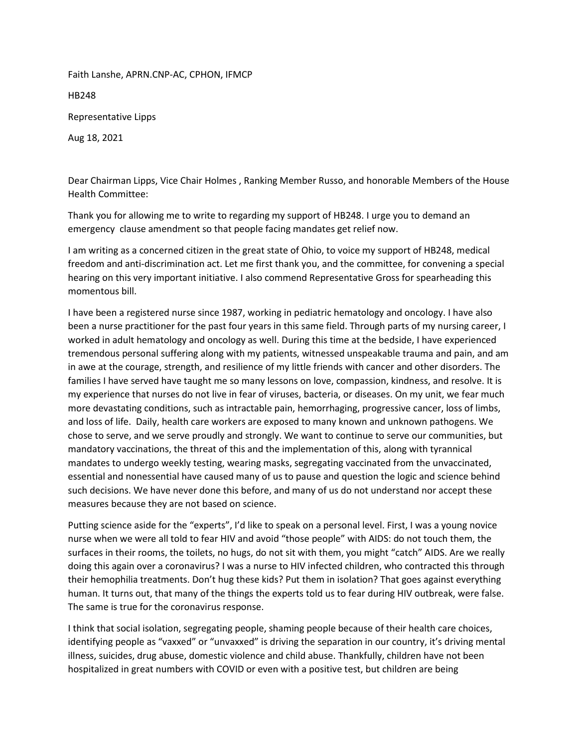Faith Lanshe, APRN.CNP-AC, CPHON, IFMCP

HB248

Representative Lipps

Aug 18, 2021

Dear Chairman Lipps, Vice Chair Holmes , Ranking Member Russo, and honorable Members of the House Health Committee:

Thank you for allowing me to write to regarding my support of HB248. I urge you to demand an emergency clause amendment so that people facing mandates get relief now.

I am writing as a concerned citizen in the great state of Ohio, to voice my support of HB248, medical freedom and anti-discrimination act. Let me first thank you, and the committee, for convening a special hearing on this very important initiative. I also commend Representative Gross for spearheading this momentous bill.

I have been a registered nurse since 1987, working in pediatric hematology and oncology. I have also been a nurse practitioner for the past four years in this same field. Through parts of my nursing career, I worked in adult hematology and oncology as well. During this time at the bedside, I have experienced tremendous personal suffering along with my patients, witnessed unspeakable trauma and pain, and am in awe at the courage, strength, and resilience of my little friends with cancer and other disorders. The families I have served have taught me so many lessons on love, compassion, kindness, and resolve. It is my experience that nurses do not live in fear of viruses, bacteria, or diseases. On my unit, we fear much more devastating conditions, such as intractable pain, hemorrhaging, progressive cancer, loss of limbs, and loss of life. Daily, health care workers are exposed to many known and unknown pathogens. We chose to serve, and we serve proudly and strongly. We want to continue to serve our communities, but mandatory vaccinations, the threat of this and the implementation of this, along with tyrannical mandates to undergo weekly testing, wearing masks, segregating vaccinated from the unvaccinated, essential and nonessential have caused many of us to pause and question the logic and science behind such decisions. We have never done this before, and many of us do not understand nor accept these measures because they are not based on science.

Putting science aside for the "experts", I'd like to speak on a personal level. First, I was a young novice nurse when we were all told to fear HIV and avoid "those people" with AIDS: do not touch them, the surfaces in their rooms, the toilets, no hugs, do not sit with them, you might "catch" AIDS. Are we really doing this again over a coronavirus? I was a nurse to HIV infected children, who contracted this through their hemophilia treatments. Don't hug these kids? Put them in isolation? That goes against everything human. It turns out, that many of the things the experts told us to fear during HIV outbreak, were false. The same is true for the coronavirus response.

I think that social isolation, segregating people, shaming people because of their health care choices, identifying people as "vaxxed" or "unvaxxed" is driving the separation in our country, it's driving mental illness, suicides, drug abuse, domestic violence and child abuse. Thankfully, children have not been hospitalized in great numbers with COVID or even with a positive test, but children are being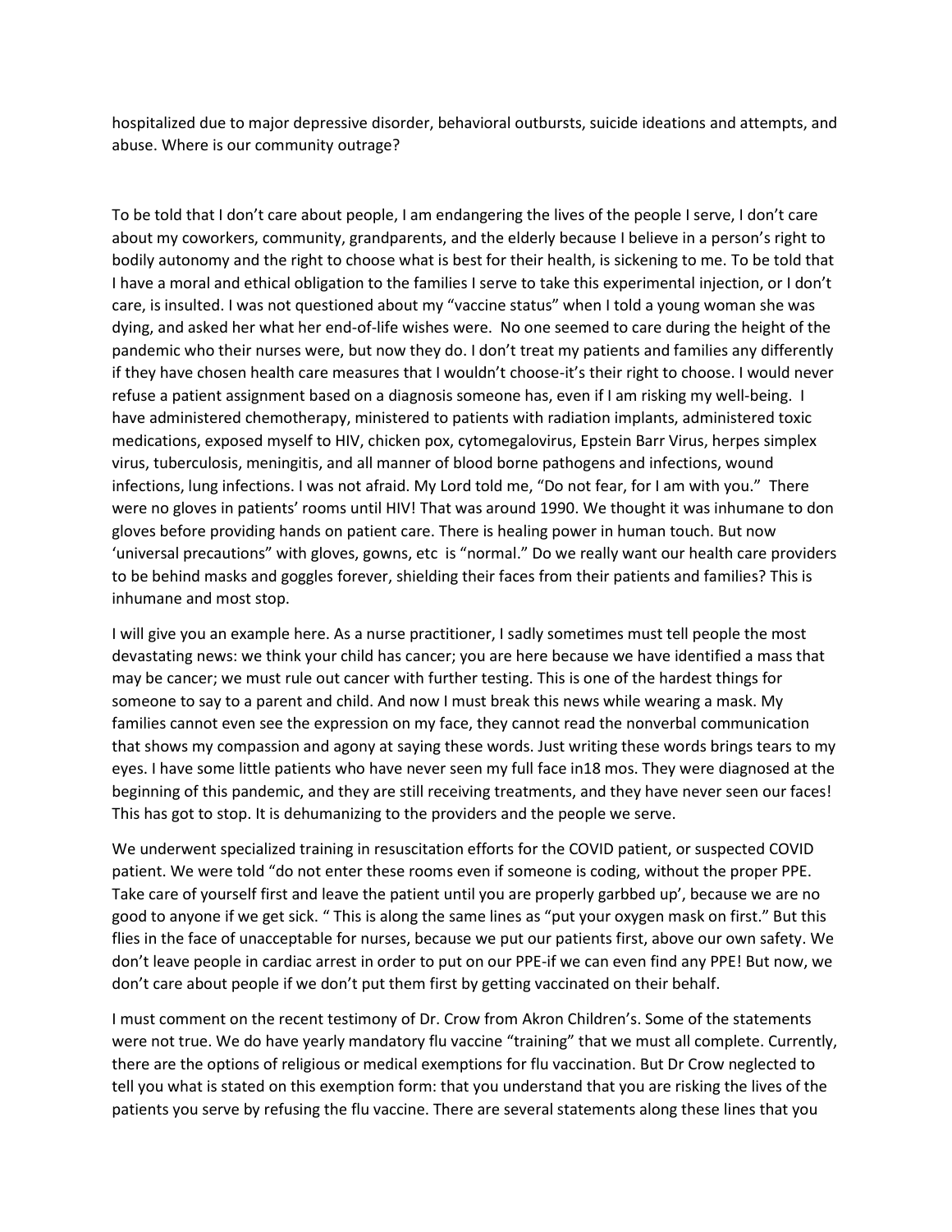hospitalized due to major depressive disorder, behavioral outbursts, suicide ideations and attempts, and abuse. Where is our community outrage?

To be told that I don't care about people, I am endangering the lives of the people I serve, I don't care about my coworkers, community, grandparents, and the elderly because I believe in a person's right to bodily autonomy and the right to choose what is best for their health, is sickening to me. To be told that I have a moral and ethical obligation to the families I serve to take this experimental injection, or I don't care, is insulted. I was not questioned about my "vaccine status" when I told a young woman she was dying, and asked her what her end-of-life wishes were. No one seemed to care during the height of the pandemic who their nurses were, but now they do. I don't treat my patients and families any differently if they have chosen health care measures that I wouldn't choose-it's their right to choose. I would never refuse a patient assignment based on a diagnosis someone has, even if I am risking my well-being. I have administered chemotherapy, ministered to patients with radiation implants, administered toxic medications, exposed myself to HIV, chicken pox, cytomegalovirus, Epstein Barr Virus, herpes simplex virus, tuberculosis, meningitis, and all manner of blood borne pathogens and infections, wound infections, lung infections. I was not afraid. My Lord told me, "Do not fear, for I am with you." There were no gloves in patients' rooms until HIV! That was around 1990. We thought it was inhumane to don gloves before providing hands on patient care. There is healing power in human touch. But now 'universal precautions" with gloves, gowns, etc is "normal." Do we really want our health care providers to be behind masks and goggles forever, shielding their faces from their patients and families? This is inhumane and most stop.

I will give you an example here. As a nurse practitioner, I sadly sometimes must tell people the most devastating news: we think your child has cancer; you are here because we have identified a mass that may be cancer; we must rule out cancer with further testing. This is one of the hardest things for someone to say to a parent and child. And now I must break this news while wearing a mask. My families cannot even see the expression on my face, they cannot read the nonverbal communication that shows my compassion and agony at saying these words. Just writing these words brings tears to my eyes. I have some little patients who have never seen my full face in18 mos. They were diagnosed at the beginning of this pandemic, and they are still receiving treatments, and they have never seen our faces! This has got to stop. It is dehumanizing to the providers and the people we serve.

We underwent specialized training in resuscitation efforts for the COVID patient, or suspected COVID patient. We were told "do not enter these rooms even if someone is coding, without the proper PPE. Take care of yourself first and leave the patient until you are properly garbbed up', because we are no good to anyone if we get sick. " This is along the same lines as "put your oxygen mask on first." But this flies in the face of unacceptable for nurses, because we put our patients first, above our own safety. We don't leave people in cardiac arrest in order to put on our PPE-if we can even find any PPE! But now, we don't care about people if we don't put them first by getting vaccinated on their behalf.

I must comment on the recent testimony of Dr. Crow from Akron Children's. Some of the statements were not true. We do have yearly mandatory flu vaccine "training" that we must all complete. Currently, there are the options of religious or medical exemptions for flu vaccination. But Dr Crow neglected to tell you what is stated on this exemption form: that you understand that you are risking the lives of the patients you serve by refusing the flu vaccine. There are several statements along these lines that you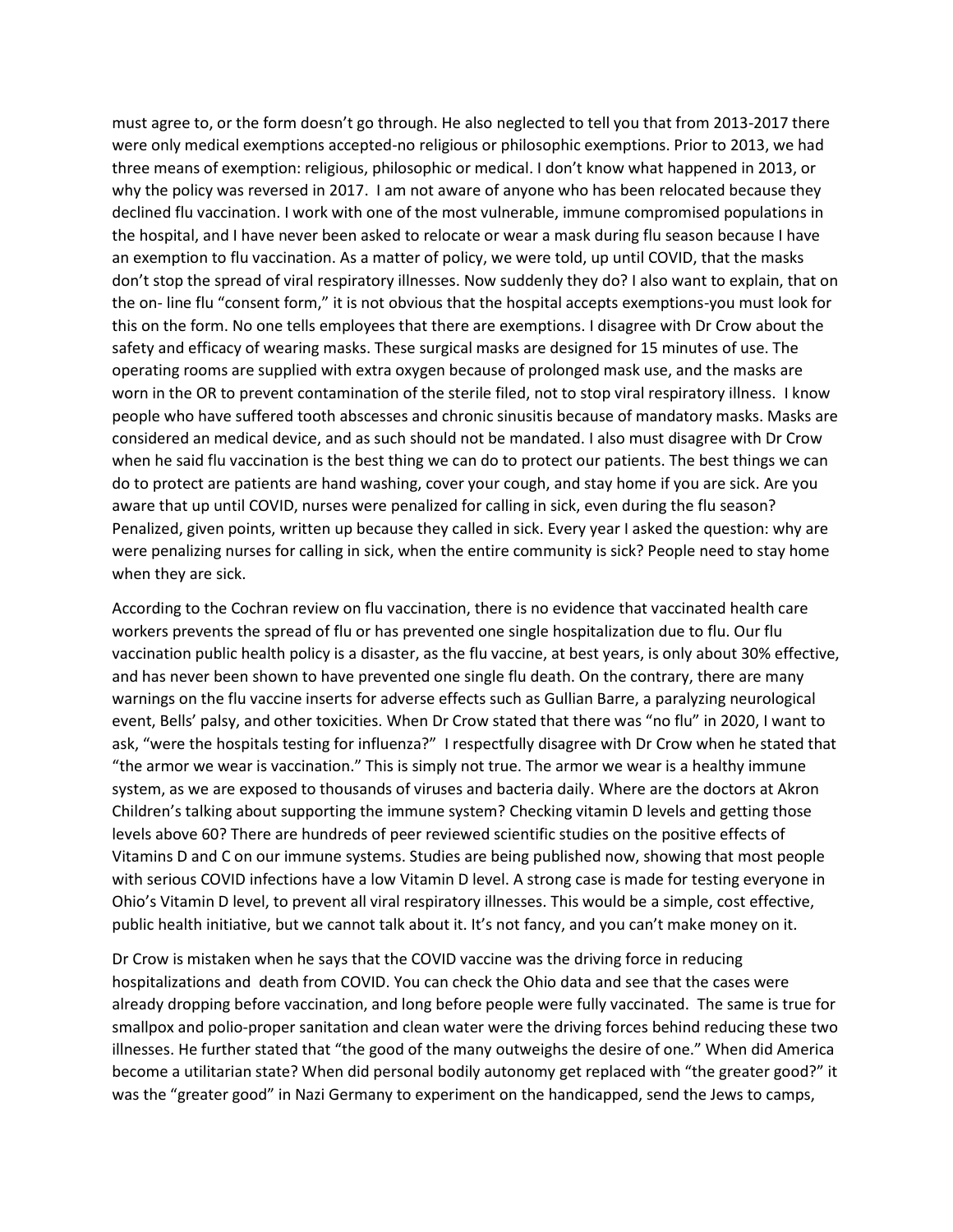must agree to, or the form doesn't go through. He also neglected to tell you that from 2013-2017 there were only medical exemptions accepted-no religious or philosophic exemptions. Prior to 2013, we had three means of exemption: religious, philosophic or medical. I don't know what happened in 2013, or why the policy was reversed in 2017. I am not aware of anyone who has been relocated because they declined flu vaccination. I work with one of the most vulnerable, immune compromised populations in the hospital, and I have never been asked to relocate or wear a mask during flu season because I have an exemption to flu vaccination. As a matter of policy, we were told, up until COVID, that the masks don't stop the spread of viral respiratory illnesses. Now suddenly they do? I also want to explain, that on the on- line flu "consent form," it is not obvious that the hospital accepts exemptions-you must look for this on the form. No one tells employees that there are exemptions. I disagree with Dr Crow about the safety and efficacy of wearing masks. These surgical masks are designed for 15 minutes of use. The operating rooms are supplied with extra oxygen because of prolonged mask use, and the masks are worn in the OR to prevent contamination of the sterile filed, not to stop viral respiratory illness. I know people who have suffered tooth abscesses and chronic sinusitis because of mandatory masks. Masks are considered an medical device, and as such should not be mandated. I also must disagree with Dr Crow when he said flu vaccination is the best thing we can do to protect our patients. The best things we can do to protect are patients are hand washing, cover your cough, and stay home if you are sick. Are you aware that up until COVID, nurses were penalized for calling in sick, even during the flu season? Penalized, given points, written up because they called in sick. Every year I asked the question: why are were penalizing nurses for calling in sick, when the entire community is sick? People need to stay home when they are sick.

According to the Cochran review on flu vaccination, there is no evidence that vaccinated health care workers prevents the spread of flu or has prevented one single hospitalization due to flu. Our flu vaccination public health policy is a disaster, as the flu vaccine, at best years, is only about 30% effective, and has never been shown to have prevented one single flu death. On the contrary, there are many warnings on the flu vaccine inserts for adverse effects such as Gullian Barre, a paralyzing neurological event, Bells' palsy, and other toxicities. When Dr Crow stated that there was "no flu" in 2020, I want to ask, "were the hospitals testing for influenza?" I respectfully disagree with Dr Crow when he stated that "the armor we wear is vaccination." This is simply not true. The armor we wear is a healthy immune system, as we are exposed to thousands of viruses and bacteria daily. Where are the doctors at Akron Children's talking about supporting the immune system? Checking vitamin D levels and getting those levels above 60? There are hundreds of peer reviewed scientific studies on the positive effects of Vitamins D and C on our immune systems. Studies are being published now, showing that most people with serious COVID infections have a low Vitamin D level. A strong case is made for testing everyone in Ohio's Vitamin D level, to prevent all viral respiratory illnesses. This would be a simple, cost effective, public health initiative, but we cannot talk about it. It's not fancy, and you can't make money on it.

Dr Crow is mistaken when he says that the COVID vaccine was the driving force in reducing hospitalizations and death from COVID. You can check the Ohio data and see that the cases were already dropping before vaccination, and long before people were fully vaccinated. The same is true for smallpox and polio-proper sanitation and clean water were the driving forces behind reducing these two illnesses. He further stated that "the good of the many outweighs the desire of one." When did America become a utilitarian state? When did personal bodily autonomy get replaced with "the greater good?" it was the "greater good" in Nazi Germany to experiment on the handicapped, send the Jews to camps,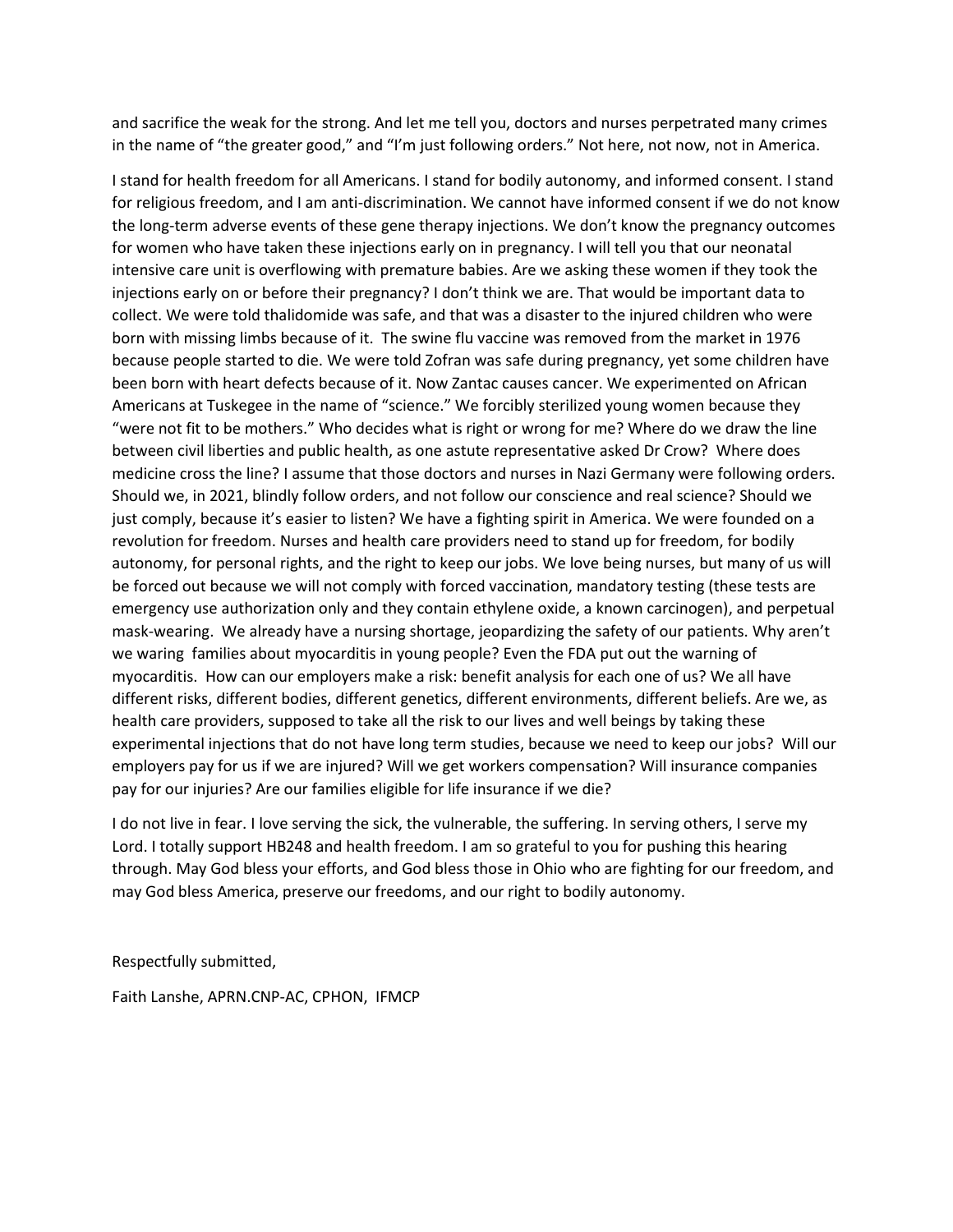and sacrifice the weak for the strong. And let me tell you, doctors and nurses perpetrated many crimes in the name of "the greater good," and "I'm just following orders." Not here, not now, not in America.

I stand for health freedom for all Americans. I stand for bodily autonomy, and informed consent. I stand for religious freedom, and I am anti-discrimination. We cannot have informed consent if we do not know the long-term adverse events of these gene therapy injections. We don't know the pregnancy outcomes for women who have taken these injections early on in pregnancy. I will tell you that our neonatal intensive care unit is overflowing with premature babies. Are we asking these women if they took the injections early on or before their pregnancy? I don't think we are. That would be important data to collect. We were told thalidomide was safe, and that was a disaster to the injured children who were born with missing limbs because of it. The swine flu vaccine was removed from the market in 1976 because people started to die. We were told Zofran was safe during pregnancy, yet some children have been born with heart defects because of it. Now Zantac causes cancer. We experimented on African Americans at Tuskegee in the name of "science." We forcibly sterilized young women because they "were not fit to be mothers." Who decides what is right or wrong for me? Where do we draw the line between civil liberties and public health, as one astute representative asked Dr Crow? Where does medicine cross the line? I assume that those doctors and nurses in Nazi Germany were following orders. Should we, in 2021, blindly follow orders, and not follow our conscience and real science? Should we just comply, because it's easier to listen? We have a fighting spirit in America. We were founded on a revolution for freedom. Nurses and health care providers need to stand up for freedom, for bodily autonomy, for personal rights, and the right to keep our jobs. We love being nurses, but many of us will be forced out because we will not comply with forced vaccination, mandatory testing (these tests are emergency use authorization only and they contain ethylene oxide, a known carcinogen), and perpetual mask-wearing. We already have a nursing shortage, jeopardizing the safety of our patients. Why aren't we waring families about myocarditis in young people? Even the FDA put out the warning of myocarditis. How can our employers make a risk: benefit analysis for each one of us? We all have different risks, different bodies, different genetics, different environments, different beliefs. Are we, as health care providers, supposed to take all the risk to our lives and well beings by taking these experimental injections that do not have long term studies, because we need to keep our jobs? Will our employers pay for us if we are injured? Will we get workers compensation? Will insurance companies pay for our injuries? Are our families eligible for life insurance if we die?

I do not live in fear. I love serving the sick, the vulnerable, the suffering. In serving others, I serve my Lord. I totally support HB248 and health freedom. I am so grateful to you for pushing this hearing through. May God bless your efforts, and God bless those in Ohio who are fighting for our freedom, and may God bless America, preserve our freedoms, and our right to bodily autonomy.

Respectfully submitted,

Faith Lanshe, APRN.CNP-AC, CPHON, IFMCP